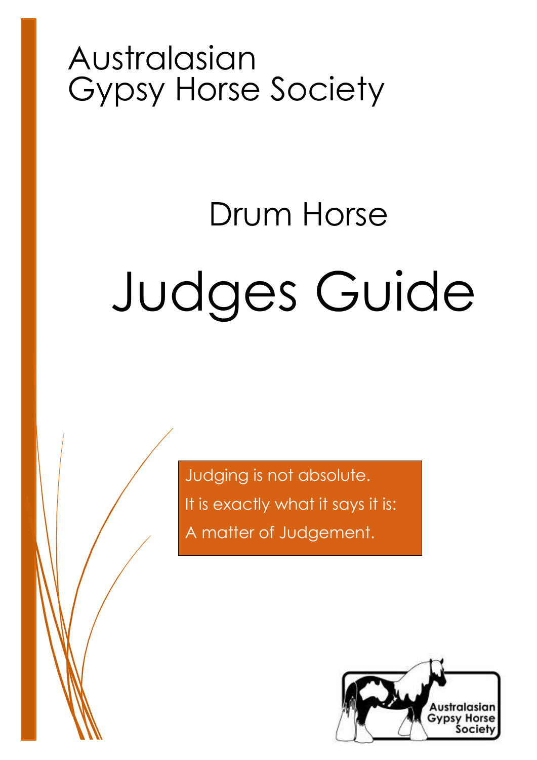Australasian
Gypsy Horse Society

# Drum Horse

# Judges Guide

Judging is not absolute.
It is exactly what it says it is:
A matter of Judgement.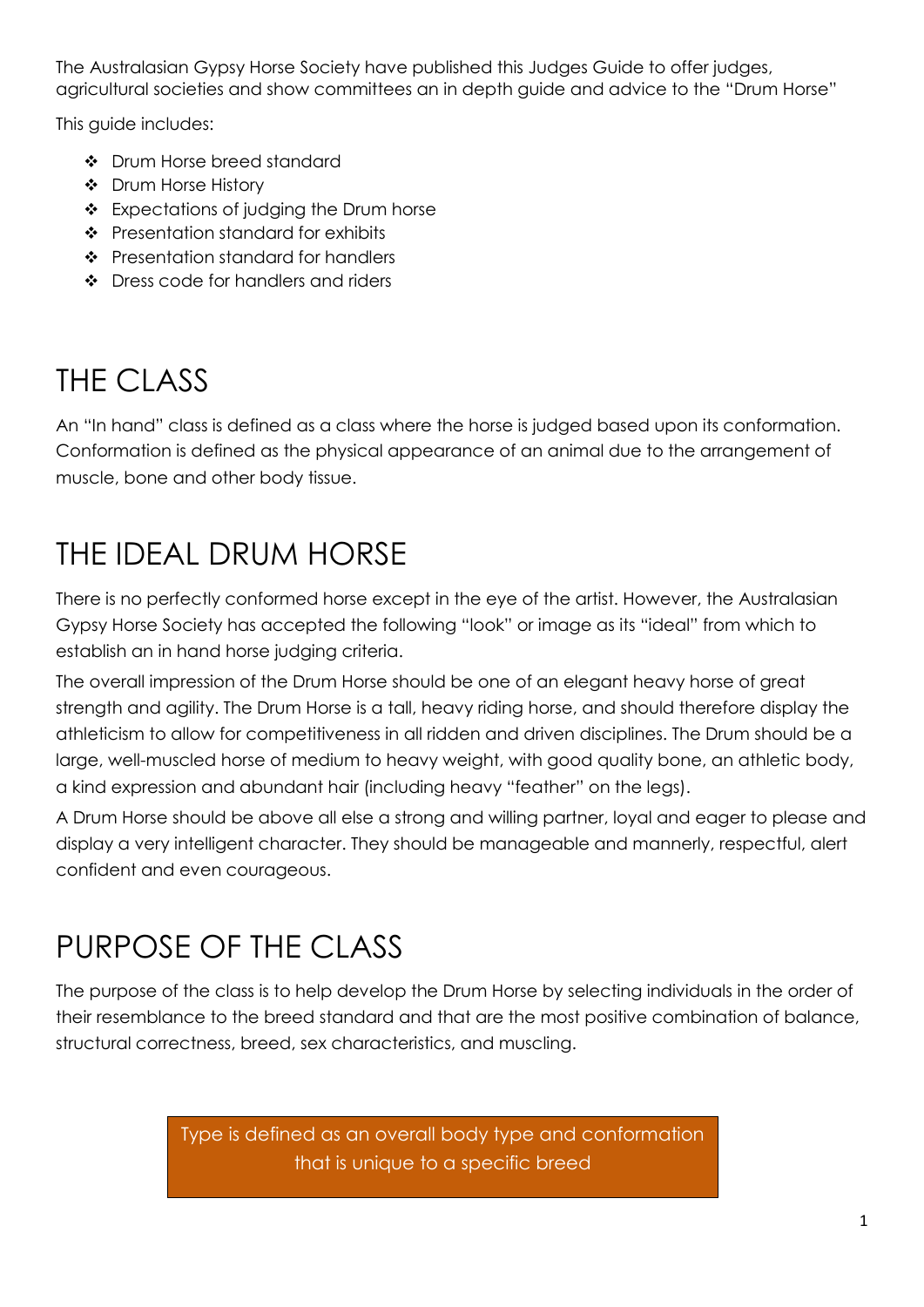The Australasian Gypsy Horse Society have published this Judges Guide to offer judges, agricultural societies and show committees an in depth guide and advice to the "Drum Horse"

This guide includes:

- Drum Horse breed standard
- Drum Horse History
- Expectations of judging the Drum horse
- Presentation standard for exhibits
- Presentation standard for handlers
- Dress code for handlers and riders

# THE CLASS

An "In hand" class is defined as a class where the horse is judged based upon its conformation. Conformation is defined as the physical appearance of an animal due to the arrangement of muscle, bone and other body tissue.

# THE IDEAL DRUM HORSE

There is no perfectly conformed horse except in the eye of the artist. However, the Australasian Gypsy Horse Society has accepted the following "look" or image as its "ideal" from which to establish an in hand horse judging criteria.

The overall impression of the Drum Horse should be one of an elegant heavy horse of great strength and agility. The Drum Horse is a tall, heavy riding horse, and should therefore display the athleticism to allow for competitiveness in all ridden and driven disciplines. The Drum should be a large, well-muscled horse of medium to heavy weight, with good quality bone, an athletic body, a kind expression and abundant hair (including heavy "feather" on the legs).

A Drum Horse should be above all else a strong and willing partner, loyal and eager to please and display a very intelligent character. They should be manageable and mannerly, respectful, alert confident and even courageous.

# PURPOSE OF THE CLASS

The purpose of the class is to help develop the Drum Horse by selecting individuals in the order of their resemblance to the breed standard and that are the most positive combination of balance, structural correctness, breed, sex characteristics, and muscling.

Type is defined as an overall body type and conformation that is unique to a specific breed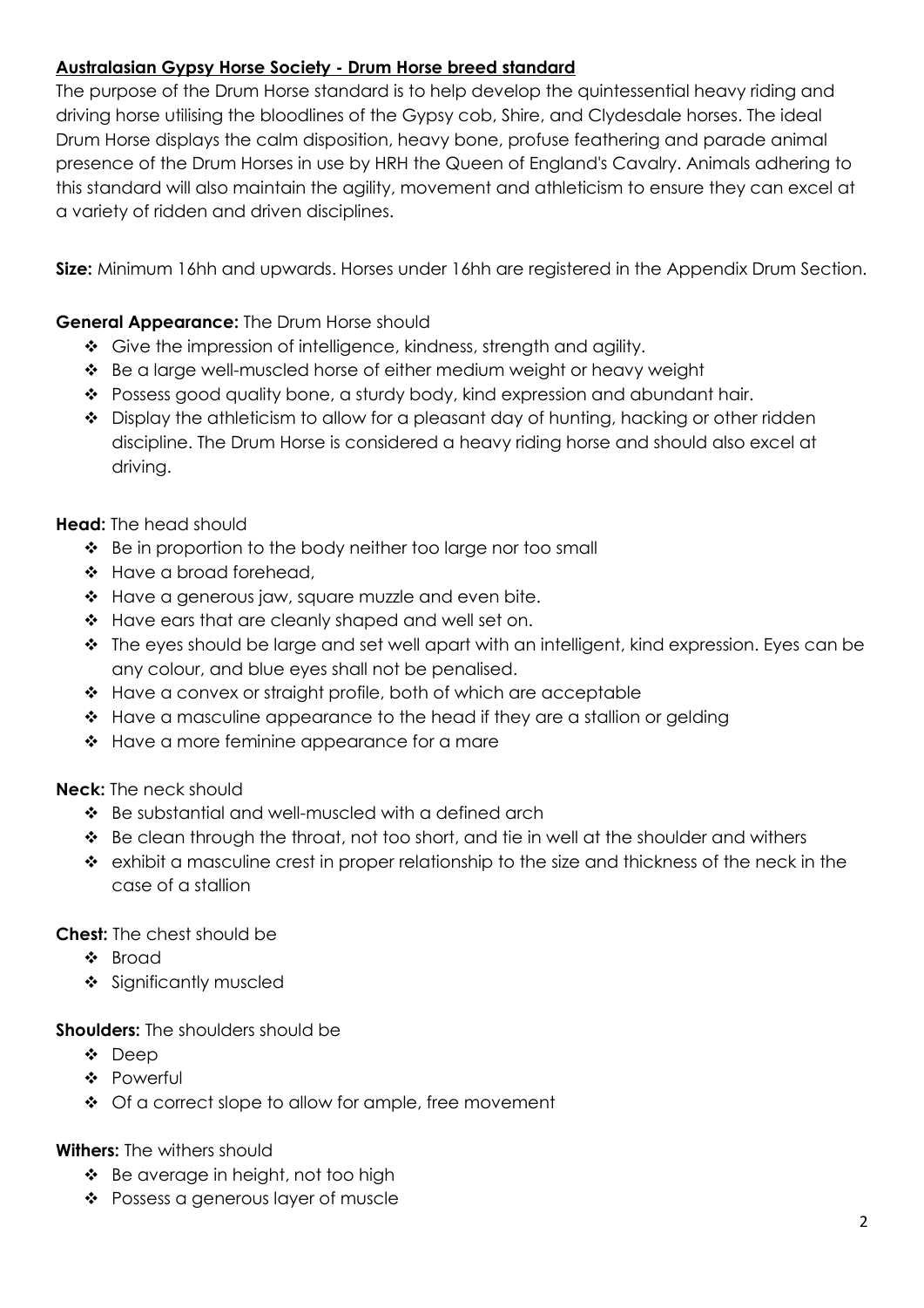## Australasian Gypsy Horse Society - Drum Horse breed standard

The purpose of the Drum Horse standard is to help develop the quintessential heavy riding and driving horse utilising the bloodlines of the Gypsy cob, Shire, and Clydesdale horses. The ideal Drum Horse displays the calm disposition, heavy bone, profuse feathering and parade animal presence of the Drum Horses in use by HRH the Queen of England's Cavalry. Animals adhering to this standard will also maintain the agility, movement and athleticism to ensure they can excel at a variety of ridden and driven disciplines.

**Size:** Minimum 16hh and upwards. Horses under 16hh are registered in the Appendix Drum Section.

**General Appearance:** The Drum Horse should

- Give the impression of intelligence, kindness, strength and agility.
- Be a large well-muscled horse of either medium weight or heavy weight
- Possess good quality bone, a sturdy body, kind expression and abundant hair.
- Display the athleticism to allow for a pleasant day of hunting, hacking or other ridden discipline. The Drum Horse is considered a heavy riding horse and should also excel at driving.

**Head:** The head should

- Be in proportion to the body neither too large nor too small
- Have a broad forehead,
- Have a generous jaw, square muzzle and even bite.
- Have ears that are cleanly shaped and well set on.
- The eyes should be large and set well apart with an intelligent, kind expression. Eyes can be any colour, and blue eyes shall not be penalised.
- Have a convex or straight profile, both of which are acceptable
- Have a masculine appearance to the head if they are a stallion or gelding
- Have a more feminine appearance for a mare

**Neck:** The neck should

- Be substantial and well-muscled with a defined arch
- Be clean through the throat, not too short, and tie in well at the shoulder and withers
- exhibit a masculine crest in proper relationship to the size and thickness of the neck in the case of a stallion

**Chest:** The chest should be

- Broad
- Significantly muscled

**Shoulders:** The shoulders should be

- Deep
- Powerful
- Of a correct slope to allow for ample, free movement

**Withers:** The withers should

- Be average in height, not too high
- Possess a generous layer of muscle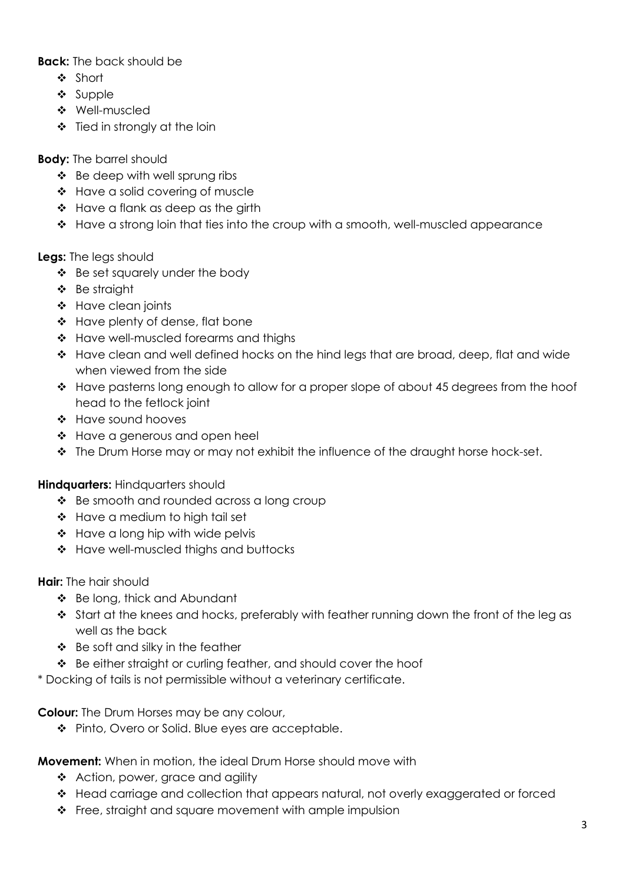**Back:** The back should be

- Short
- Supple
- Well-muscled
- Tied in strongly at the loin

**Body:** The barrel should

- Be deep with well sprung ribs
- Have a solid covering of muscle
- Have a flank as deep as the girth
- Have a strong loin that ties into the croup with a smooth, well-muscled appearance

**Legs:** The legs should

- Be set squarely under the body
- Be straight
- Have clean joints
- Have plenty of dense, flat bone
- Have well-muscled forearms and thighs
- Have clean and well defined hocks on the hind legs that are broad, deep, flat and wide when viewed from the side
- Have pasterns long enough to allow for a proper slope of about 45 degrees from the hoof head to the fetlock joint
- Have sound hooves
- Have a generous and open heel
- The Drum Horse may or may not exhibit the influence of the draught horse hock-set.

**Hindquarters:** Hindquarters should

- Be smooth and rounded across a long croup
- Have a medium to high tail set
- Have a long hip with wide pelvis
- Have well-muscled thighs and buttocks

**Hair:** The hair should

- Be long, thick and Abundant
- Start at the knees and hocks, preferably with feather running down the front of the leg as well as the back
- Be soft and silky in the feather
- Be either straight or curling feather, and should cover the hoof

\* Docking of tails is not permissible without a veterinary certificate.

**Colour:** The Drum Horses may be any colour,

- Pinto, Overo or Solid. Blue eyes are acceptable.

**Movement:** When in motion, the ideal Drum Horse should move with

- Action, power, grace and agility
- Head carriage and collection that appears natural, not overly exaggerated or forced
- Free, straight and square movement with ample impulsion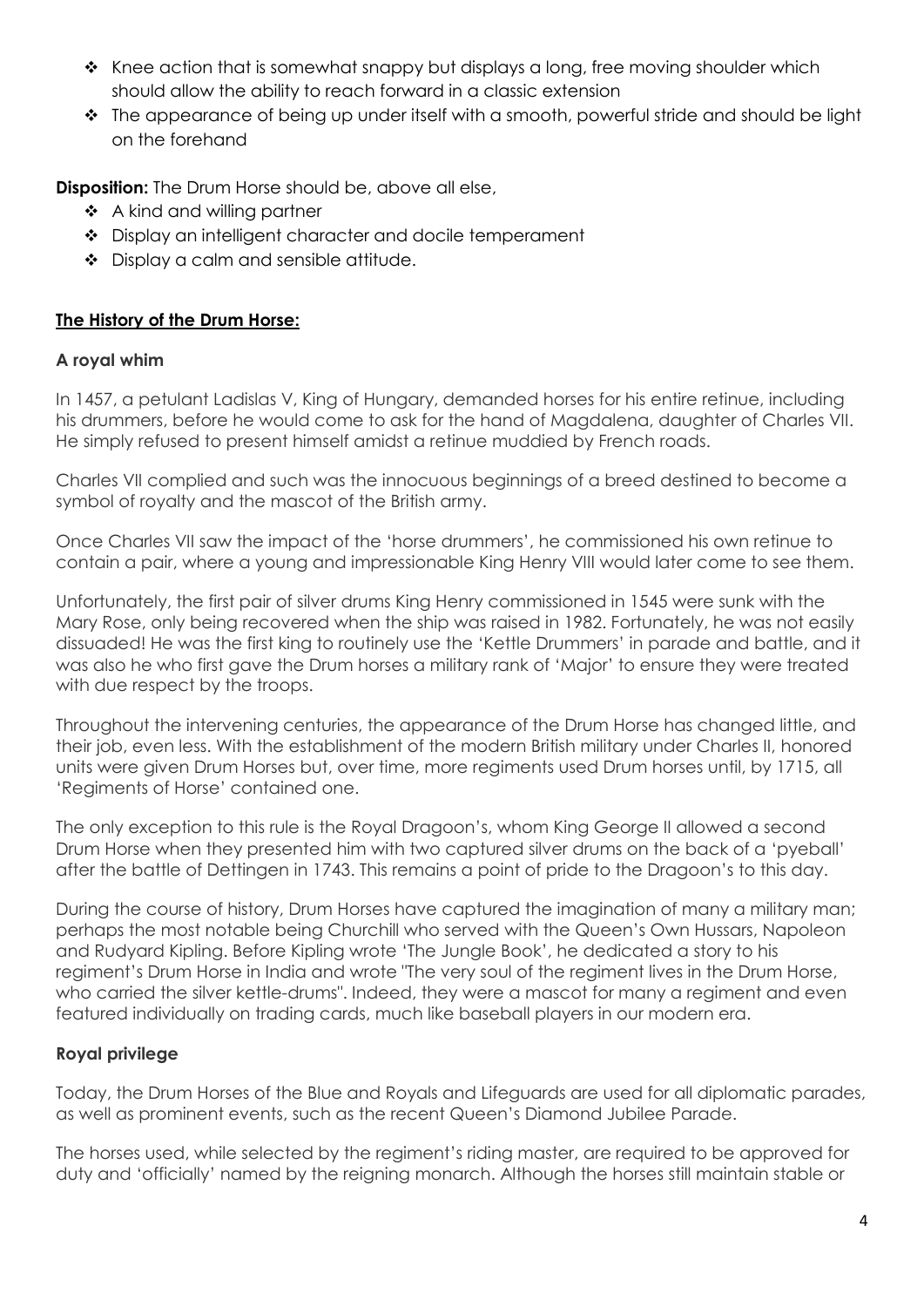- Knee action that is somewhat snappy but displays a long, free moving shoulder which should allow the ability to reach forward in a classic extension
- The appearance of being up under itself with a smooth, powerful stride and should be light on the forehand

**Disposition:** The Drum Horse should be, above all else,

- A kind and willing partner
- Display an intelligent character and docile temperament
- Display a calm and sensible attitude.

## <u>The History of the Drum Horse:</u>

### A royal whim

In 1457, a petulant Ladislas V, King of Hungary, demanded horses for his entire retinue, including his drummers, before he would come to ask for the hand of Magdalena, daughter of Charles VII. He simply refused to present himself amidst a retinue muddied by French roads.

Charles VII complied and such was the innocuous beginnings of a breed destined to become a symbol of royalty and the mascot of the British army.

Once Charles VII saw the impact of the 'horse drummers', he commissioned his own retinue to contain a pair, where a young and impressionable King Henry VIII would later come to see them.

Unfortunately, the first pair of silver drums King Henry commissioned in 1545 were sunk with the Mary Rose, only being recovered when the ship was raised in 1982. Fortunately, he was not easily dissuaded! He was the first king to routinely use the 'Kettle Drummers' in parade and battle, and it was also he who first gave the Drum horses a military rank of 'Major' to ensure they were treated with due respect by the troops.

Throughout the intervening centuries, the appearance of the Drum Horse has changed little, and their job, even less. With the establishment of the modern British military under Charles II, honored units were given Drum Horses but, over time, more regiments used Drum horses until, by 1715, all 'Regiments of Horse' contained one.

The only exception to this rule is the Royal Dragoon's, whom King George II allowed a second Drum Horse when they presented him with two captured silver drums on the back of a 'pyeball' after the battle of Dettingen in 1743. This remains a point of pride to the Dragoon's to this day.

During the course of history, Drum Horses have captured the imagination of many a military man; perhaps the most notable being Churchill who served with the Queen's Own Hussars, Napoleon and Rudyard Kipling. Before Kipling wrote 'The Jungle Book', he dedicated a story to his regiment's Drum Horse in India and wrote "The very soul of the regiment lives in the Drum Horse, who carried the silver kettle-drums". Indeed, they were a mascot for many a regiment and even featured individually on trading cards, much like baseball players in our modern era.

### Royal privilege

Today, the Drum Horses of the Blue and Royals and Lifeguards are used for all diplomatic parades, as well as prominent events, such as the recent Queen's Diamond Jubilee Parade.

The horses used, while selected by the regiment's riding master, are required to be approved for duty and 'officially' named by the reigning monarch. Although the horses still maintain stable or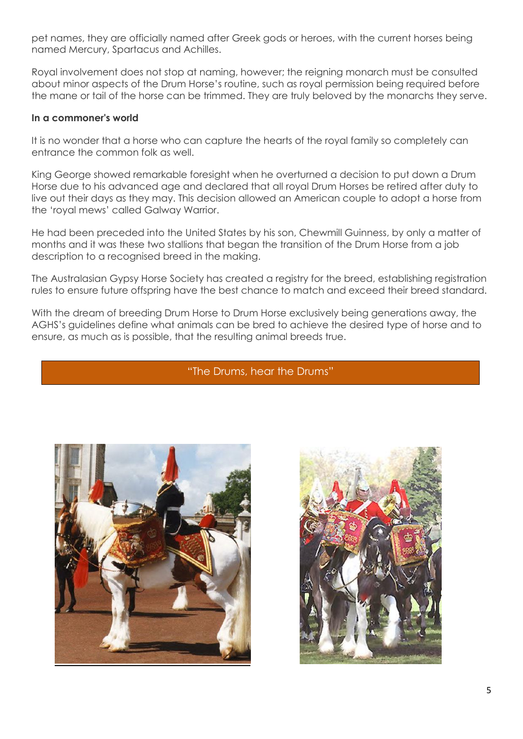pet names, they are officially named after Greek gods or heroes, with the current horses being named Mercury, Spartacus and Achilles.

Royal involvement does not stop at naming, however; the reigning monarch must be consulted about minor aspects of the Drum Horse's routine, such as royal permission being required before the mane or tail of the horse can be trimmed. They are truly beloved by the monarchs they serve.

**In a commoner's world**

It is no wonder that a horse who can capture the hearts of the royal family so completely can entrance the common folk as well.

King George showed remarkable foresight when he overturned a decision to put down a Drum Horse due to his advanced age and declared that all royal Drum Horses be retired after duty to live out their days as they may. This decision allowed an American couple to adopt a horse from the 'royal mews' called Galway Warrior.

He had been preceded into the United States by his son, Chewmill Guinness, by only a matter of months and it was these two stallions that began the transition of the Drum Horse from a job description to a recognised breed in the making.

The Australasian Gypsy Horse Society has created a registry for the breed, establishing registration rules to ensure future offspring have the best chance to match and exceed their breed standard.

With the dream of breeding Drum Horse to Drum Horse exclusively being generations away, the AGHS's guidelines define what animals can be bred to achieve the desired type of horse and to ensure, as much as is possible, that the resulting animal breeds true.

"The Drums, hear the Drums"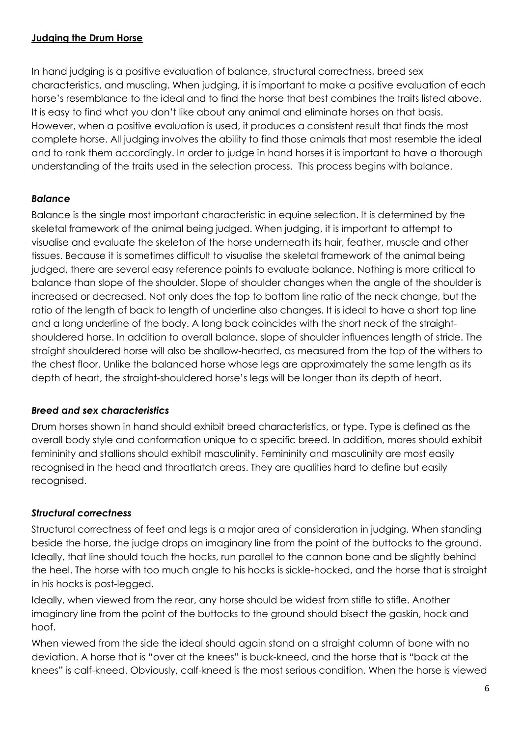## **Judging the Drum Horse**

In hand judging is a positive evaluation of balance, structural correctness, breed sex characteristics, and muscling. When judging, it is important to make a positive evaluation of each horse's resemblance to the ideal and to find the horse that best combines the traits listed above. It is easy to find what you don't like about any animal and eliminate horses on that basis. However, when a positive evaluation is used, it produces a consistent result that finds the most complete horse. All judging involves the ability to find those animals that most resemble the ideal and to rank them accordingly. In order to judge in hand horses it is important to have a thorough understanding of the traits used in the selection process. This process begins with balance.

### ***Balance***

Balance is the single most important characteristic in equine selection. It is determined by the skeletal framework of the animal being judged. When judging, it is important to attempt to visualise and evaluate the skeleton of the horse underneath its hair, feather, muscle and other tissues. Because it is sometimes difficult to visualise the skeletal framework of the animal being judged, there are several easy reference points to evaluate balance. Nothing is more critical to balance than slope of the shoulder. Slope of shoulder changes when the angle of the shoulder is increased or decreased. Not only does the top to bottom line ratio of the neck change, but the ratio of the length of back to length of underline also changes. It is ideal to have a short top line and a long underline of the body. A long back coincides with the short neck of the straight-shouldered horse. In addition to overall balance, slope of shoulder influences length of stride. The straight shouldered horse will also be shallow-hearted, as measured from the top of the withers to the chest floor. Unlike the balanced horse whose legs are approximately the same length as its depth of heart, the straight-shouldered horse's legs will be longer than its depth of heart.

### ***Breed and sex characteristics***

Drum horses shown in hand should exhibit breed characteristics, or type. Type is defined as the overall body style and conformation unique to a specific breed. In addition, mares should exhibit femininity and stallions should exhibit masculinity. Femininity and masculinity are most easily recognised in the head and throatlatch areas. They are qualities hard to define but easily recognised.

### ***Structural correctness***

Structural correctness of feet and legs is a major area of consideration in judging. When standing beside the horse, the judge drops an imaginary line from the point of the buttocks to the ground. Ideally, that line should touch the hocks, run parallel to the cannon bone and be slightly behind the heel. The horse with too much angle to his hocks is sickle-hocked, and the horse that is straight in his hocks is post-legged.

Ideally, when viewed from the rear, any horse should be widest from stifle to stifle. Another imaginary line from the point of the buttocks to the ground should bisect the gaskin, hock and hoof.

When viewed from the side the ideal should again stand on a straight column of bone with no deviation. A horse that is "over at the knees" is buck-kneed, and the horse that is "back at the knees" is calf-kneed. Obviously, calf-kneed is the most serious condition. When the horse is viewed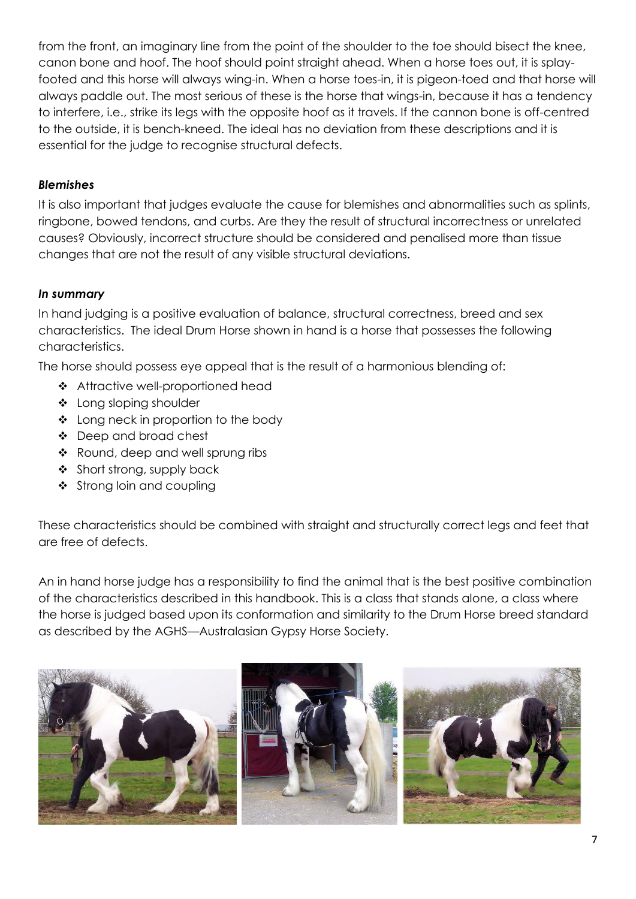from the front, an imaginary line from the point of the shoulder to the toe should bisect the knee, canon bone and hoof. The hoof should point straight ahead. When a horse toes out, it is splay-footed and this horse will always wing-in. When a horse toes-in, it is pigeon-toed and that horse will always paddle out. The most serious of these is the horse that wings-in, because it has a tendency to interfere, i.e., strike its legs with the opposite hoof as it travels. If the cannon bone is off-centred to the outside, it is bench-kneed. The ideal has no deviation from these descriptions and it is essential for the judge to recognise structural defects.

### *Blemishes*

It is also important that judges evaluate the cause for blemishes and abnormalities such as splints, ringbone, bowed tendons, and curbs. Are they the result of structural incorrectness or unrelated causes? Obviously, incorrect structure should be considered and penalised more than tissue changes that are not the result of any visible structural deviations.

### *In summary*

In hand judging is a positive evaluation of balance, structural correctness, breed and sex characteristics. The ideal Drum Horse shown in hand is a horse that possesses the following characteristics.

The horse should possess eye appeal that is the result of a harmonious blending of:

- Attractive well-proportioned head
- Long sloping shoulder
- Long neck in proportion to the body
- Deep and broad chest
- Round, deep and well sprung ribs
- Short strong, supply back
- Strong loin and coupling

These characteristics should be combined with straight and structurally correct legs and feet that are free of defects.

An in hand horse judge has a responsibility to find the animal that is the best positive combination of the characteristics described in this handbook. This is a class that stands alone, a class where the horse is judged based upon its conformation and similarity to the Drum Horse breed standard as described by the AGHS—Australasian Gypsy Horse Society.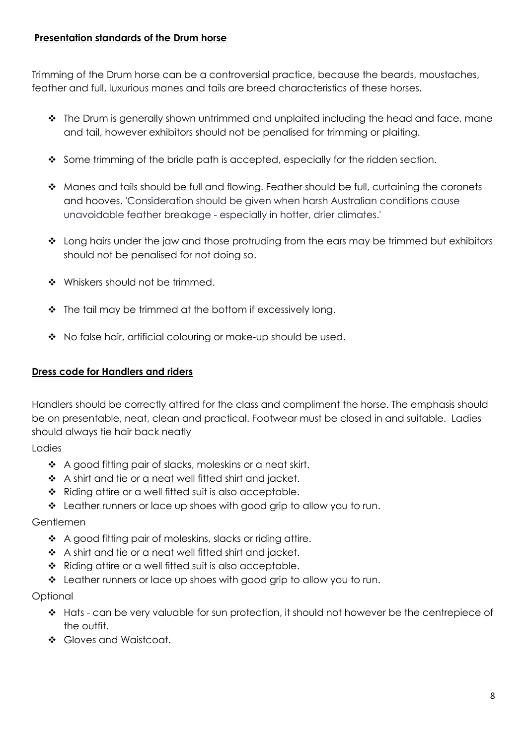## **Presentation standards of the Drum horse**

Trimming of the Drum horse can be a controversial practice, because the beards, moustaches, feather and full, luxurious manes and tails are breed characteristics of these horses.

- The Drum is generally shown untrimmed and unplaited including the head and face, mane and tail, however exhibitors should not be penalised for trimming or plaiting.
- Some trimming of the bridle path is accepted, especially for the ridden section.
- Manes and tails should be full and flowing. Feather should be full, curtaining the coronets and hooves. 'Consideration should be given when harsh Australian conditions cause unavoidable feather breakage - especially in hotter, drier climates.'
- Long hairs under the jaw and those protruding from the ears may be trimmed but exhibitors should not be penalised for not doing so.
- Whiskers should not be trimmed.
- The tail may be trimmed at the bottom if excessively long.
- No false hair, artificial colouring or make-up should be used.

## **Dress code for Handlers and riders**

Handlers should be correctly attired for the class and compliment the horse. The emphasis should be on presentable, neat, clean and practical. Footwear must be closed in and suitable. Ladies should always tie hair back neatly

Ladies

- A good fitting pair of slacks, moleskins or a neat skirt.
- A shirt and tie or a neat well fitted shirt and jacket.
- Riding attire or a well fitted suit is also acceptable.
- Leather runners or lace up shoes with good grip to allow you to run.

Gentlemen

- A good fitting pair of moleskins, slacks or riding attire.
- A shirt and tie or a neat well fitted shirt and jacket.
- Riding attire or a well fitted suit is also acceptable.
- Leather runners or lace up shoes with good grip to allow you to run.

Optional

- Hats - can be very valuable for sun protection, it should not however be the centrepiece of the outfit.
- Gloves and Waistcoat.